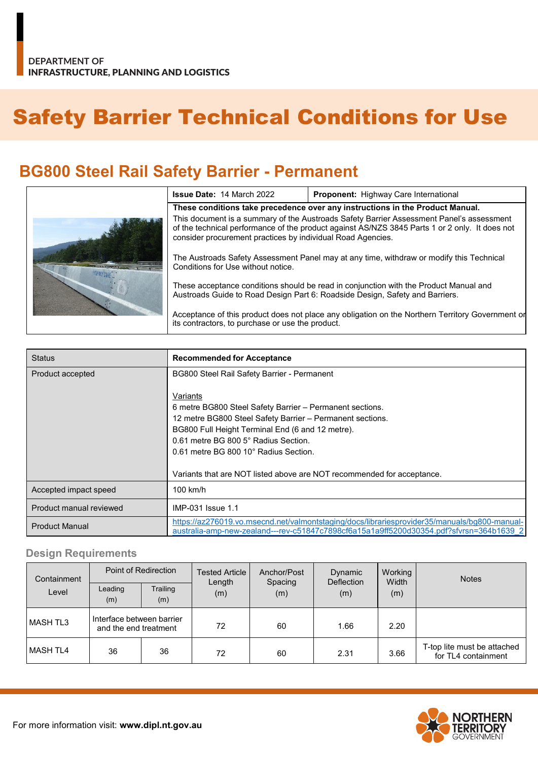DEPARTMENT OF
INFRASTRUCTURE, PLANNING AND LOGISTICS

# Safety Barrier Technical Conditions for Use

## BG800 Steel Rail Safety Barrier - Permanent

| **Issue Date:** 14 March 2022 | **Proponent:** Highway Care International |
|---|---|

**These conditions take precedence over any instructions in the Product Manual.**

This document is a summary of the Austroads Safety Barrier Assessment Panel's assessment of the technical performance of the product against AS/NZS 3845 Parts 1 or 2 only. It does not consider procurement practices by individual Road Agencies.

The Austroads Safety Assessment Panel may at any time, withdraw or modify this Technical Conditions for Use without notice.

These acceptance conditions should be read in conjunction with the Product Manual and Austroads Guide to Road Design Part 6: Roadside Design, Safety and Barriers.

Acceptance of this product does not place any obligation on the Northern Territory Government or its contractors, to purchase or use the product.

| Status | **Recommended for Acceptance** |
|---|---|
| Product accepted | BG800 Steel Rail Safety Barrier - Permanent<br><br>Variants<br>6 metre BG800 Steel Safety Barrier – Permanent sections.<br>12 metre BG800 Steel Safety Barrier – Permanent sections.<br>BG800 Full Height Terminal End (6 and 12 metre).<br>0.61 metre BG 800 5° Radius Section.<br>0.61 metre BG 800 10° Radius Section.<br><br>Variants that are NOT listed above are NOT recommended for acceptance. |
| Accepted impact speed | 100 km/h |
| Product manual reviewed | IMP-031 Issue 1.1 |
| Product Manual | https://az276019.vo.msecnd.net/valmontstaging/docs/librariesprovider35/manuals/bg800-manual-australia-amp-new-zealand---rev-c51847c7898cf6a15a1a9ff5200d30354.pdf?sfvrsn=364b1639_2 |

### Design Requirements

| Containment Level | Point of Redirection | | Tested Article Length (m) | Anchor/Post Spacing (m) | Dynamic Deflection (m) | Working Width (m) | Notes |
|---|---|---|---|---|---|---|---|
| | Leading (m) | Trailing (m) | | | | | |
| MASH TL3 | Interface between barrier and the end treatment | | 72 | 60 | 1.66 | 2.20 | |
| MASH TL4 | 36 | 36 | 72 | 60 | 2.31 | 3.66 | T-top lite must be attached for TL4 containment |

For more information visit: **www.dipl.nt.gov.au**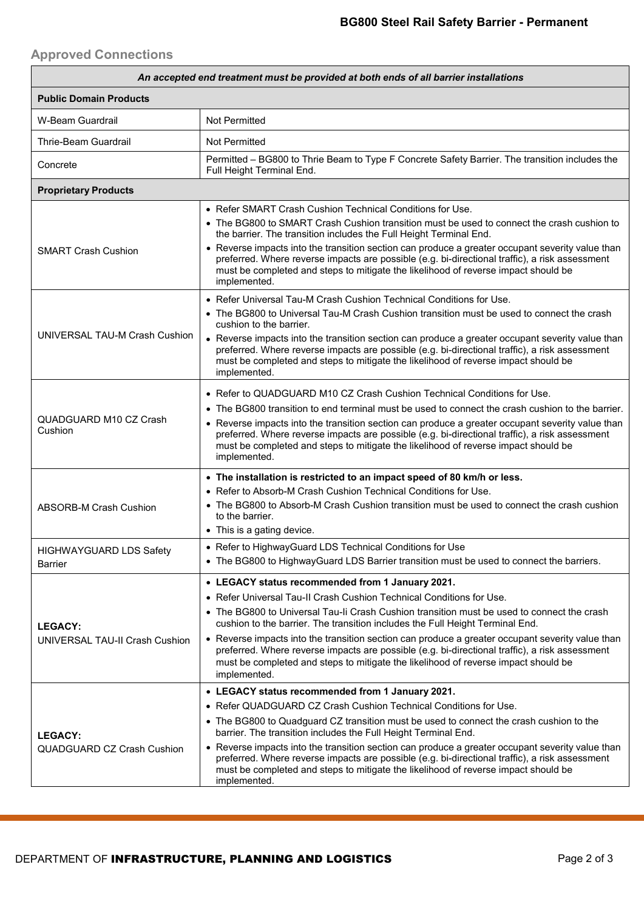## Approved Connections

| *An accepted end treatment must be provided at both ends of all barrier installations* | |
|---|---|
| **Public Domain Products** | |
| W-Beam Guardrail | Not Permitted |
| Thrie-Beam Guardrail | Not Permitted |
| Concrete | Permitted – BG800 to Thrie Beam to Type F Concrete Safety Barrier. The transition includes the Full Height Terminal End. |
| **Proprietary Products** | |
| SMART Crash Cushion | • Refer SMART Crash Cushion Technical Conditions for Use.<br>• The BG800 to SMART Crash Cushion transition must be used to connect the crash cushion to the barrier. The transition includes the Full Height Terminal End.<br>• Reverse impacts into the transition section can produce a greater occupant severity value than preferred. Where reverse impacts are possible (e.g. bi-directional traffic), a risk assessment must be completed and steps to mitigate the likelihood of reverse impact should be implemented. |
| UNIVERSAL TAU-M Crash Cushion | • Refer Universal Tau-M Crash Cushion Technical Conditions for Use.<br>• The BG800 to Universal Tau-M Crash Cushion transition must be used to connect the crash cushion to the barrier.<br>• Reverse impacts into the transition section can produce a greater occupant severity value than preferred. Where reverse impacts are possible (e.g. bi-directional traffic), a risk assessment must be completed and steps to mitigate the likelihood of reverse impact should be implemented. |
| QUADGUARD M10 CZ Crash Cushion | • Refer to QUADGUARD M10 CZ Crash Cushion Technical Conditions for Use.<br>• The BG800 transition to end terminal must be used to connect the crash cushion to the barrier.<br>• Reverse impacts into the transition section can produce a greater occupant severity value than preferred. Where reverse impacts are possible (e.g. bi-directional traffic), a risk assessment must be completed and steps to mitigate the likelihood of reverse impact should be implemented. |
| ABSORB-M Crash Cushion | • **The installation is restricted to an impact speed of 80 km/h or less.**<br>• Refer to Absorb-M Crash Cushion Technical Conditions for Use.<br>• The BG800 to Absorb-M Crash Cushion transition must be used to connect the crash cushion to the barrier.<br>• This is a gating device. |
| HIGHWAYGUARD LDS Safety Barrier | • Refer to HighwayGuard LDS Technical Conditions for Use<br>• The BG800 to HighwayGuard LDS Barrier transition must be used to connect the barriers. |
| **LEGACY:**<br>UNIVERSAL TAU-II Crash Cushion | • **LEGACY status recommended from 1 January 2021.**<br>• Refer Universal Tau-II Crash Cushion Technical Conditions for Use.<br>• The BG800 to Universal Tau-Ii Crash Cushion transition must be used to connect the crash cushion to the barrier. The transition includes the Full Height Terminal End.<br>• Reverse impacts into the transition section can produce a greater occupant severity value than preferred. Where reverse impacts are possible (e.g. bi-directional traffic), a risk assessment must be completed and steps to mitigate the likelihood of reverse impact should be implemented. |
| **LEGACY:**<br>QUADGUARD CZ Crash Cushion | • **LEGACY status recommended from 1 January 2021.**<br>• Refer QUADGUARD CZ Crash Cushion Technical Conditions for Use.<br>• The BG800 to Quadguard CZ transition must be used to connect the crash cushion to the barrier. The transition includes the Full Height Terminal End.<br>• Reverse impacts into the transition section can produce a greater occupant severity value than preferred. Where reverse impacts are possible (e.g. bi-directional traffic), a risk assessment must be completed and steps to mitigate the likelihood of reverse impact should be implemented. |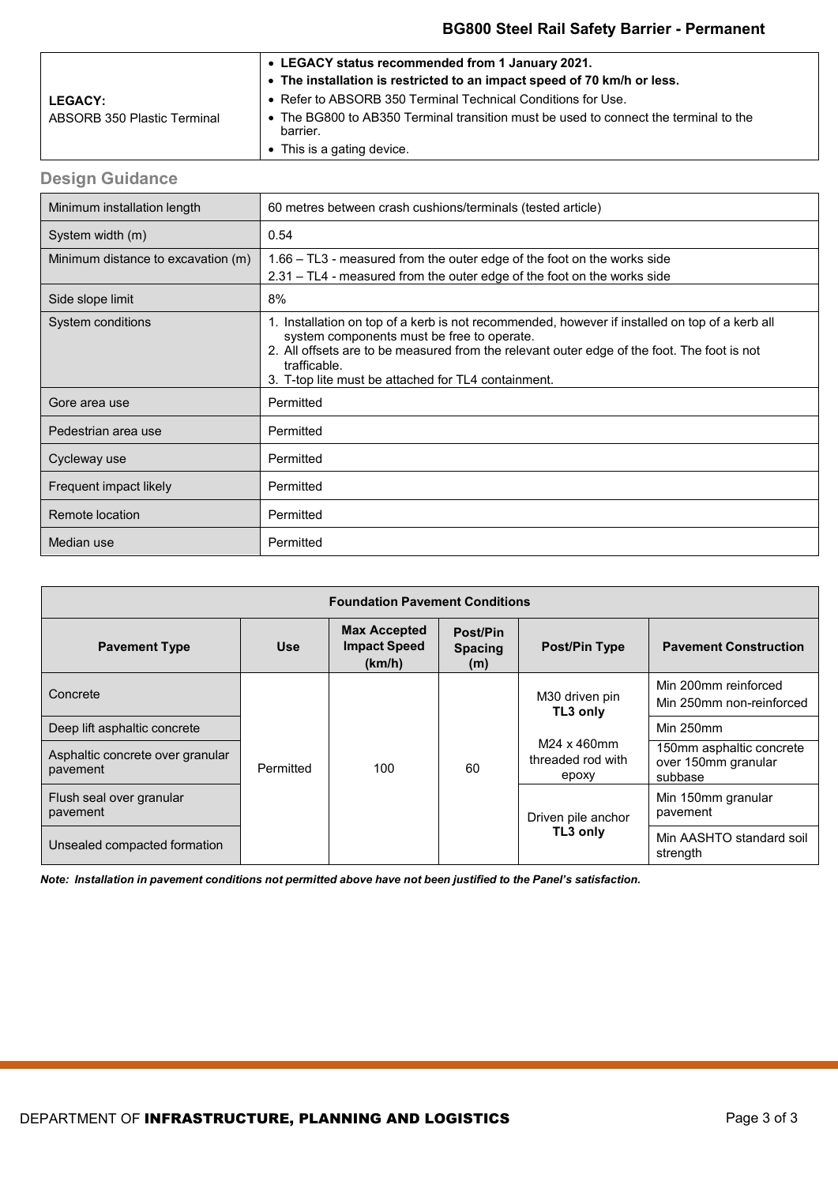| | |
|---|---|
| **LEGACY:**<br>ABSORB 350 Plastic Terminal | • **LEGACY status recommended from 1 January 2021.**<br>• **The installation is restricted to an impact speed of 70 km/h or less.**<br>• Refer to ABSORB 350 Terminal Technical Conditions for Use.<br>• The BG800 to AB350 Terminal transition must be used to connect the terminal to the barrier.<br>• This is a gating device. |

## Design Guidance

| | |
|---|---|
| Minimum installation length | 60 metres between crash cushions/terminals (tested article) |
| System width (m) | 0.54 |
| Minimum distance to excavation (m) | 1.66 – TL3 - measured from the outer edge of the foot on the works side<br>2.31 – TL4 - measured from the outer edge of the foot on the works side |
| Side slope limit | 8% |
| System conditions | 1. Installation on top of a kerb is not recommended, however if installed on top of a kerb all system components must be free to operate.<br>2. All offsets are to be measured from the relevant outer edge of the foot. The foot is not trafficable.<br>3. T-top lite must be attached for TL4 containment. |
| Gore area use | Permitted |
| Pedestrian area use | Permitted |
| Cycleway use | Permitted |
| Frequent impact likely | Permitted |
| Remote location | Permitted |
| Median use | Permitted |

| Foundation Pavement Conditions | | | | | |
|---|---|---|---|---|---|
| **Pavement Type** | **Use** | **Max Accepted Impact Speed (km/h)** | **Post/Pin Spacing (m)** | **Post/Pin Type** | **Pavement Construction** |
| Concrete | Permitted | 100 | 60 | M30 driven pin **TL3 only**<br><br>M24 x 460mm threaded rod with epoxy | Min 200mm reinforced<br>Min 250mm non-reinforced |
| Deep lift asphaltic concrete | | | | | Min 250mm |
| Asphaltic concrete over granular pavement | | | | | 150mm asphaltic concrete over 150mm granular subbase |
| Flush seal over granular pavement | | | | Driven pile anchor **TL3 only** | Min 150mm granular pavement |
| Unsealed compacted formation | | | | | Min AASHTO standard soil strength |

***Note: Installation in pavement conditions not permitted above have not been justified to the Panel's satisfaction.***